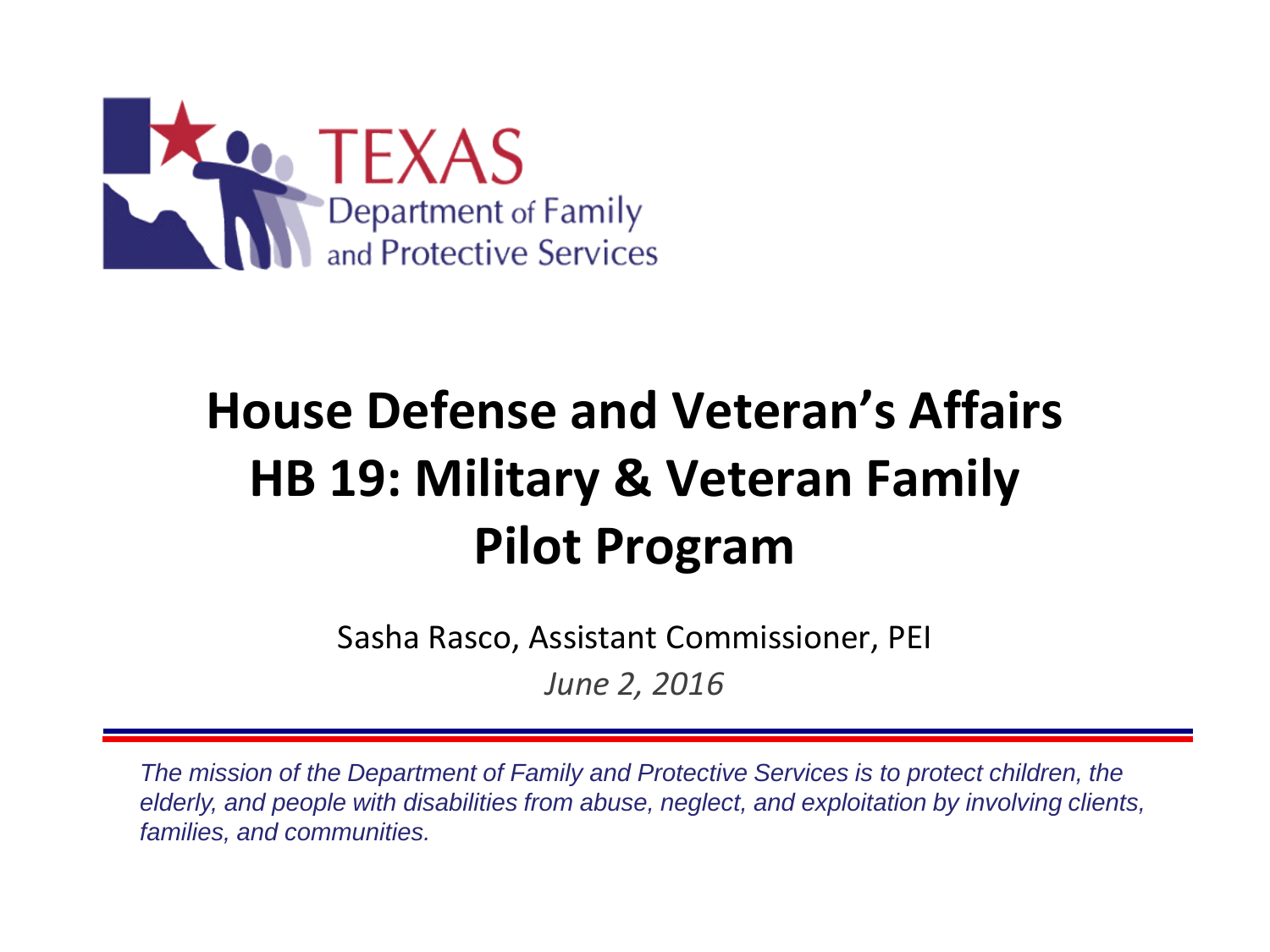TEXAS
Department of Family and Protective Services

# House Defense and Veteran's Affairs HB 19: Military & Veteran Family Pilot Program

Sasha Rasco, Assistant Commissioner, PEI

*June 2, 2016*

*The mission of the Department of Family and Protective Services is to protect children, the elderly, and people with disabilities from abuse, neglect, and exploitation by involving clients, families, and communities.*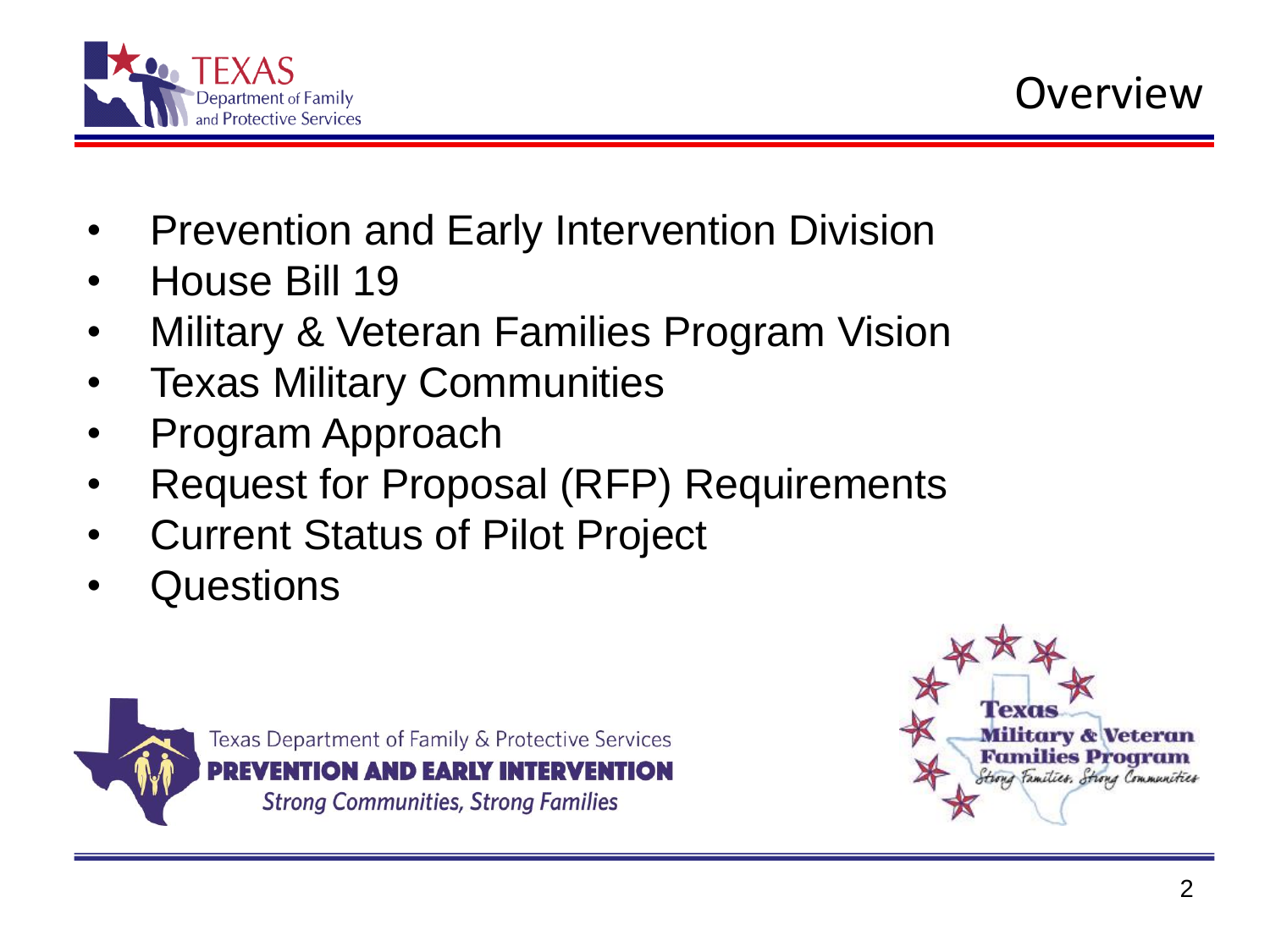# Overview

- Prevention and Early Intervention Division
- House Bill 19
- Military & Veteran Families Program Vision
- Texas Military Communities
- Program Approach
- Request for Proposal (RFP) Requirements
- Current Status of Pilot Project
- Questions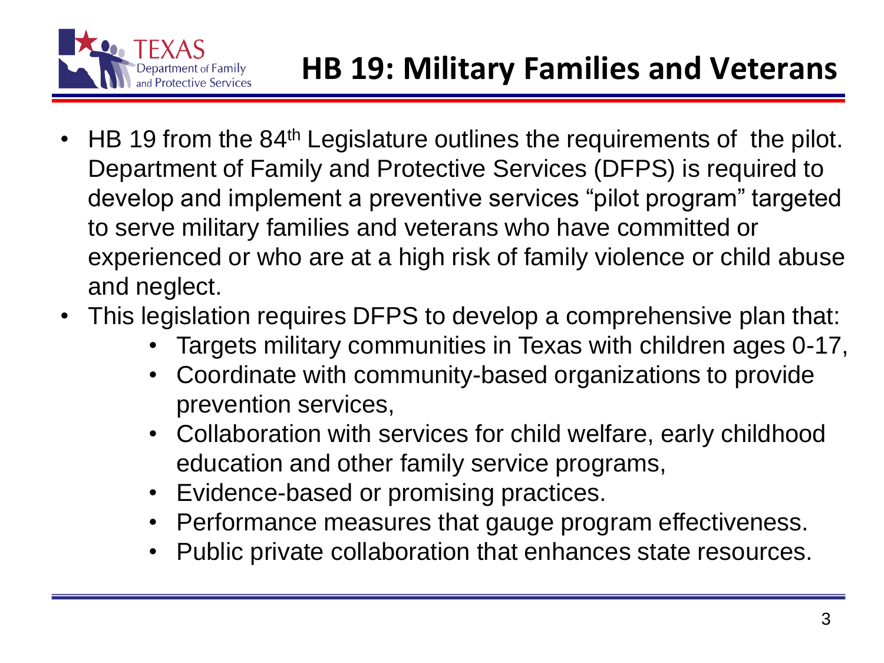# HB 19: Military Families and Veterans

- HB 19 from the 84th Legislature outlines the requirements of the pilot. Department of Family and Protective Services (DFPS) is required to develop and implement a preventive services "pilot program" targeted to serve military families and veterans who have committed or experienced or who are at a high risk of family violence or child abuse and neglect.
- This legislation requires DFPS to develop a comprehensive plan that:
  - Targets military communities in Texas with children ages 0-17,
  - Coordinate with community-based organizations to provide prevention services,
  - Collaboration with services for child welfare, early childhood education and other family service programs,
  - Evidence-based or promising practices.
  - Performance measures that gauge program effectiveness.
  - Public private collaboration that enhances state resources.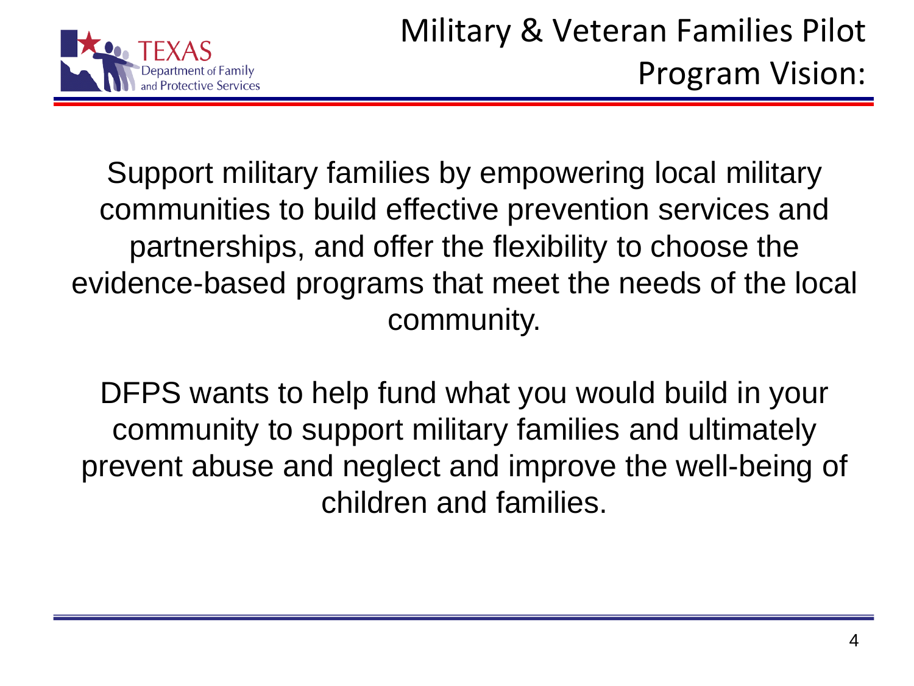# Military & Veteran Families Pilot Program Vision:

Support military families by empowering local military communities to build effective prevention services and partnerships, and offer the flexibility to choose the evidence-based programs that meet the needs of the local community.

DFPS wants to help fund what you would build in your community to support military families and ultimately prevent abuse and neglect and improve the well-being of children and families.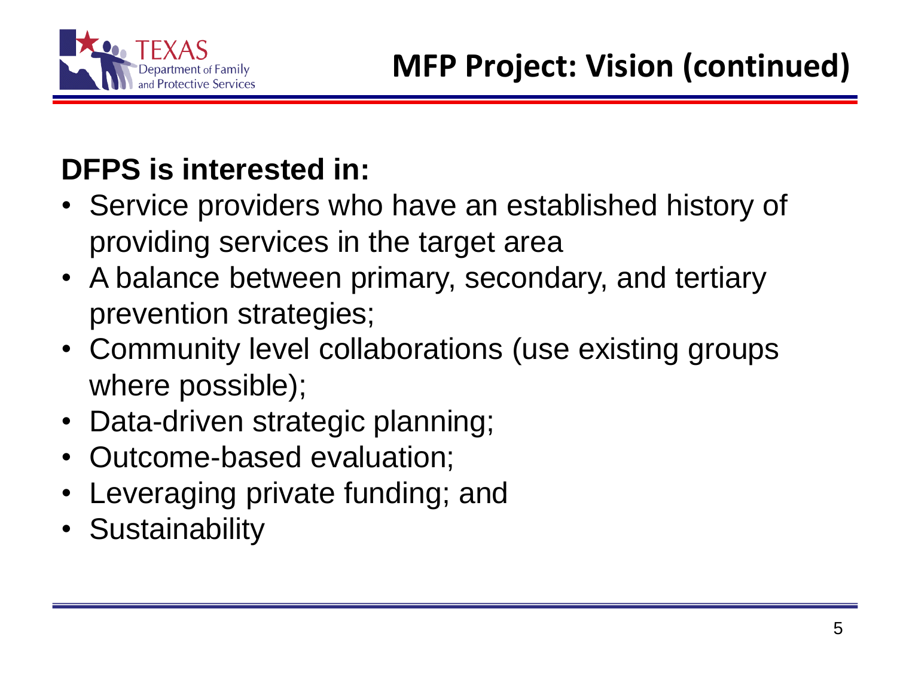# MFP Project: Vision (continued)

**DFPS is interested in:**

- Service providers who have an established history of providing services in the target area
- A balance between primary, secondary, and tertiary prevention strategies;
- Community level collaborations (use existing groups where possible);
- Data-driven strategic planning;
- Outcome-based evaluation;
- Leveraging private funding; and
- Sustainability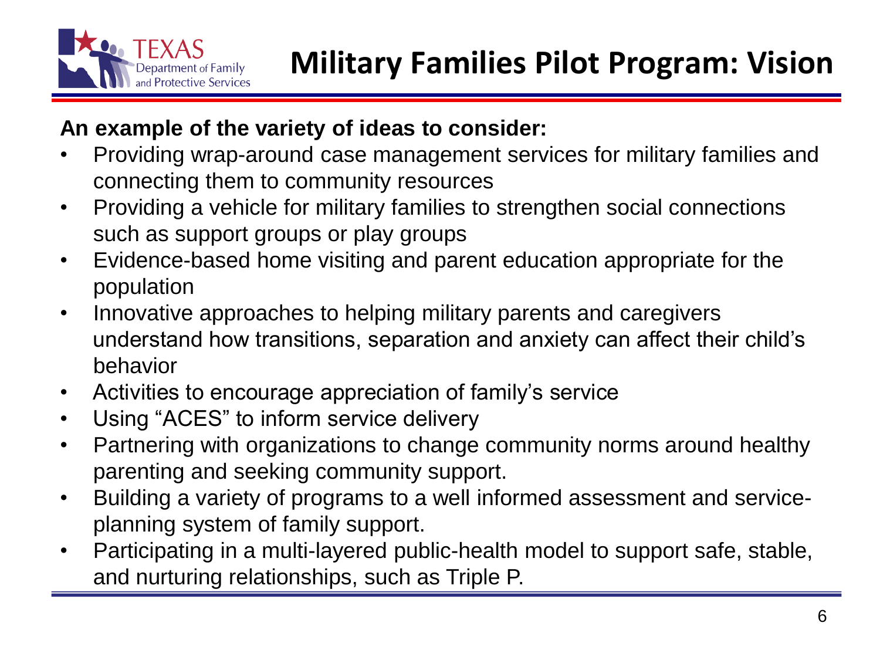# Military Families Pilot Program: Vision

**An example of the variety of ideas to consider:**

- Providing wrap-around case management services for military families and connecting them to community resources
- Providing a vehicle for military families to strengthen social connections such as support groups or play groups
- Evidence-based home visiting and parent education appropriate for the population
- Innovative approaches to helping military parents and caregivers understand how transitions, separation and anxiety can affect their child's behavior
- Activities to encourage appreciation of family's service
- Using "ACES" to inform service delivery
- Partnering with organizations to change community norms around healthy parenting and seeking community support.
- Building a variety of programs to a well informed assessment and service-planning system of family support.
- Participating in a multi-layered public-health model to support safe, stable, and nurturing relationships, such as Triple P.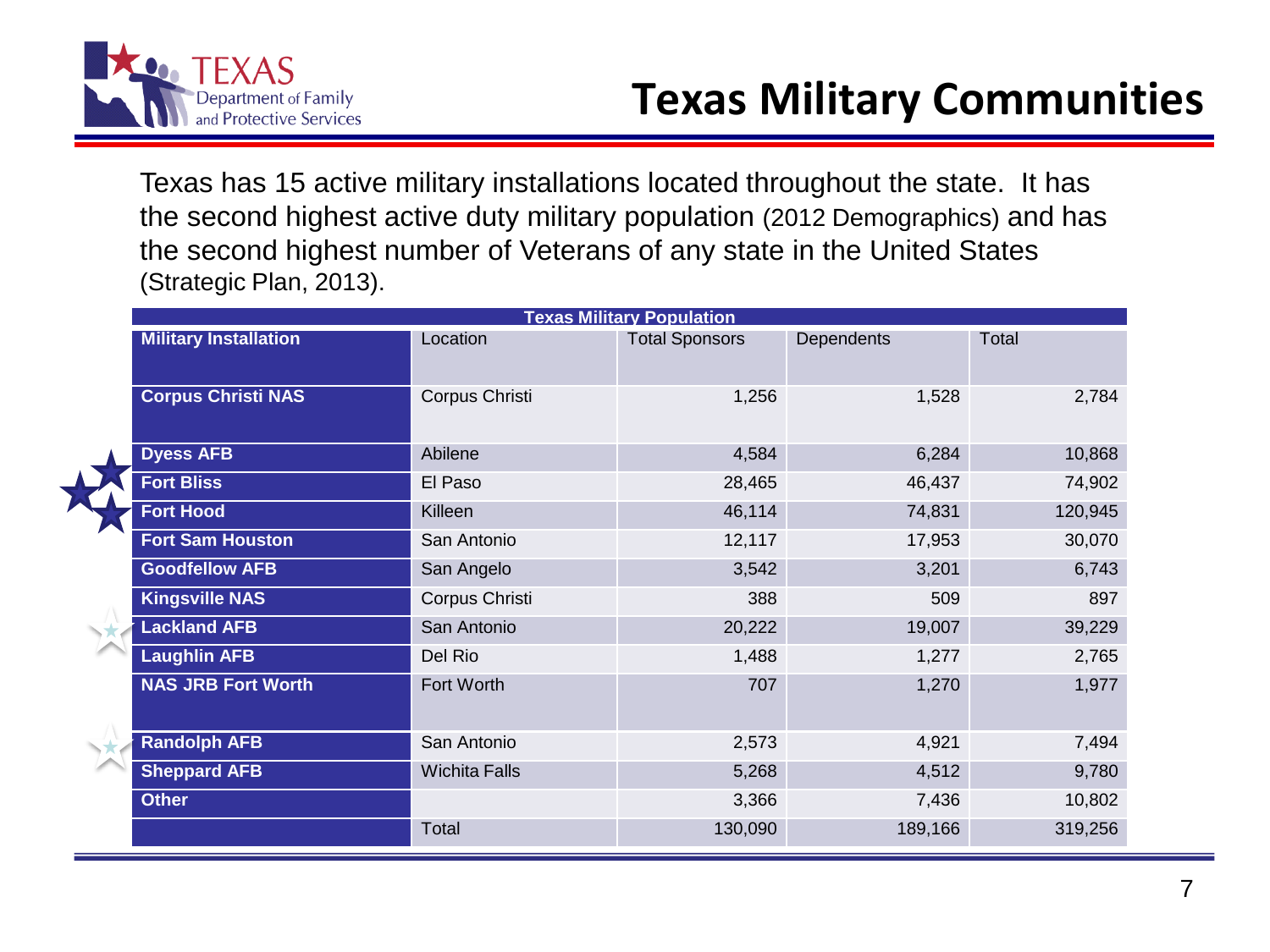# Texas Military Communities

Texas has 15 active military installations located throughout the state. It has the second highest active duty military population (2012 Demographics) and has the second highest number of Veterans of any state in the United States (Strategic Plan, 2013).

**Texas Military Population**

| Military Installation | Location | Total Sponsors | Dependents | Total |
|---|---|---|---|---|
| **Corpus Christi NAS** | Corpus Christi | 1,256 | 1,528 | 2,784 |
| **Dyess AFB** | Abilene | 4,584 | 6,284 | 10,868 |
| **Fort Bliss** | El Paso | 28,465 | 46,437 | 74,902 |
| **Fort Hood** | Killeen | 46,114 | 74,831 | 120,945 |
| **Fort Sam Houston** | San Antonio | 12,117 | 17,953 | 30,070 |
| **Goodfellow AFB** | San Angelo | 3,542 | 3,201 | 6,743 |
| **Kingsville NAS** | Corpus Christi | 388 | 509 | 897 |
| **Lackland AFB** | San Antonio | 20,222 | 19,007 | 39,229 |
| **Laughlin AFB** | Del Rio | 1,488 | 1,277 | 2,765 |
| **NAS JRB Fort Worth** | Fort Worth | 707 | 1,270 | 1,977 |
| **Randolph AFB** | San Antonio | 2,573 | 4,921 | 7,494 |
| **Sheppard AFB** | Wichita Falls | 5,268 | 4,512 | 9,780 |
| **Other** | | 3,366 | 7,436 | 10,802 |
| | Total | 130,090 | 189,166 | 319,256 |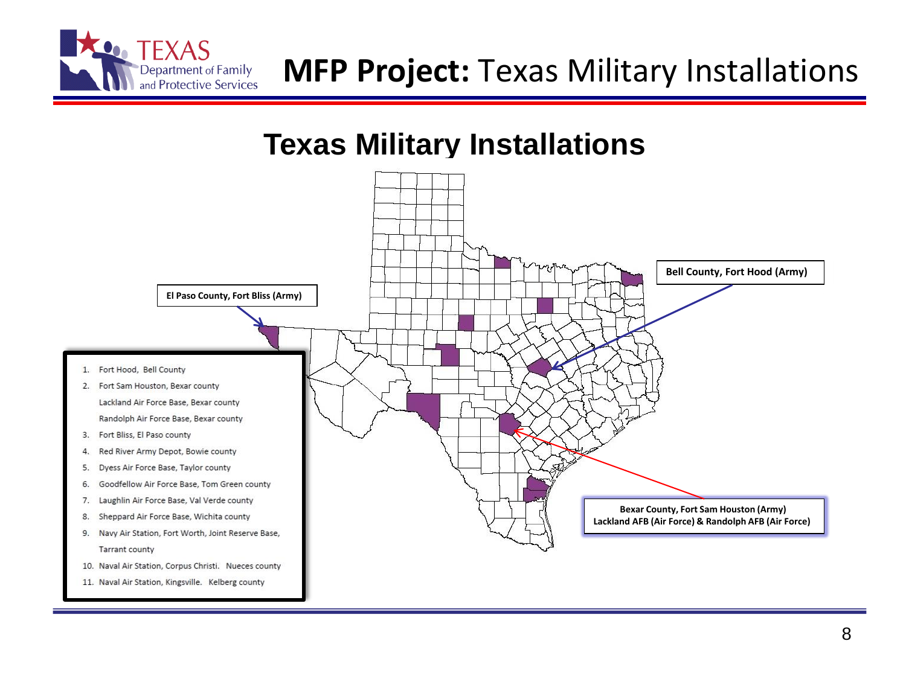# MFP Project: Texas Military Installations

## Texas Military Installations

El Paso County, Fort Bliss (Army)

Bell County, Fort Hood (Army)

Bexar County, Fort Sam Houston (Army)
Lackland AFB (Air Force) & Randolph AFB (Air Force)

1. Fort Hood, Bell County
2. Fort Sam Houston, Bexar county
   Lackland Air Force Base, Bexar county
   Randolph Air Force Base, Bexar county
3. Fort Bliss, El Paso county
4. Red River Army Depot, Bowie county
5. Dyess Air Force Base, Taylor county
6. Goodfellow Air Force Base, Tom Green county
7. Laughlin Air Force Base, Val Verde county
8. Sheppard Air Force Base, Wichita county
9. Navy Air Station, Fort Worth, Joint Reserve Base, Tarrant county
10. Naval Air Station, Corpus Christi. Nueces county
11. Naval Air Station, Kingsville. Kelberg county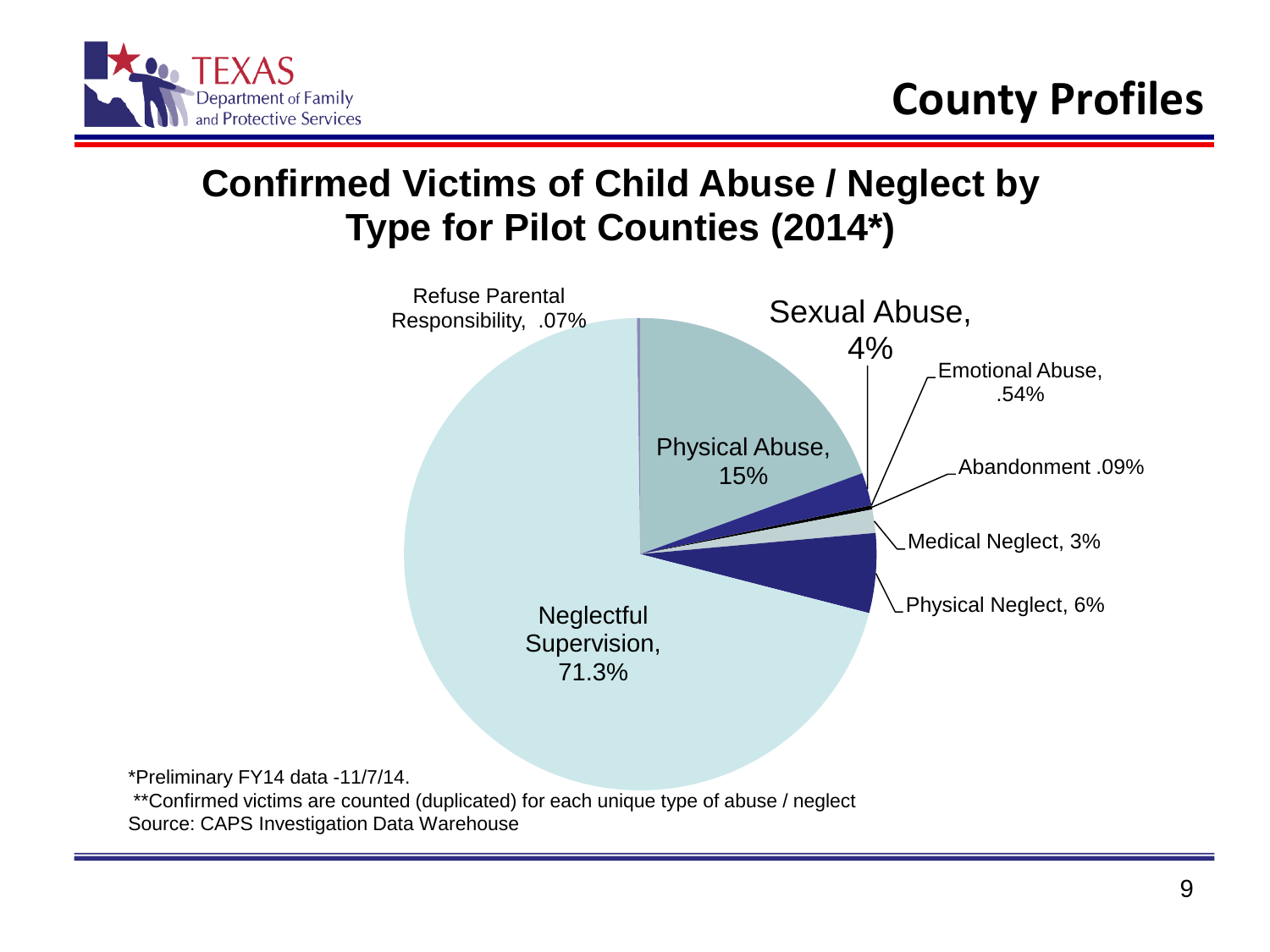# County Profiles

## Confirmed Victims of Child Abuse / Neglect by Type for Pilot Counties (2014*)

Refuse Parental Responsibility, .07%

Sexual Abuse, 4%

Emotional Abuse, .54%

Physical Abuse, 15%

Abandonment .09%

Medical Neglect, 3%

Physical Neglect, 6%

Neglectful Supervision, 71.3%

*Preliminary FY14 data -11/7/14.

**Confirmed victims are counted (duplicated) for each unique type of abuse / neglect

Source: CAPS Investigation Data Warehouse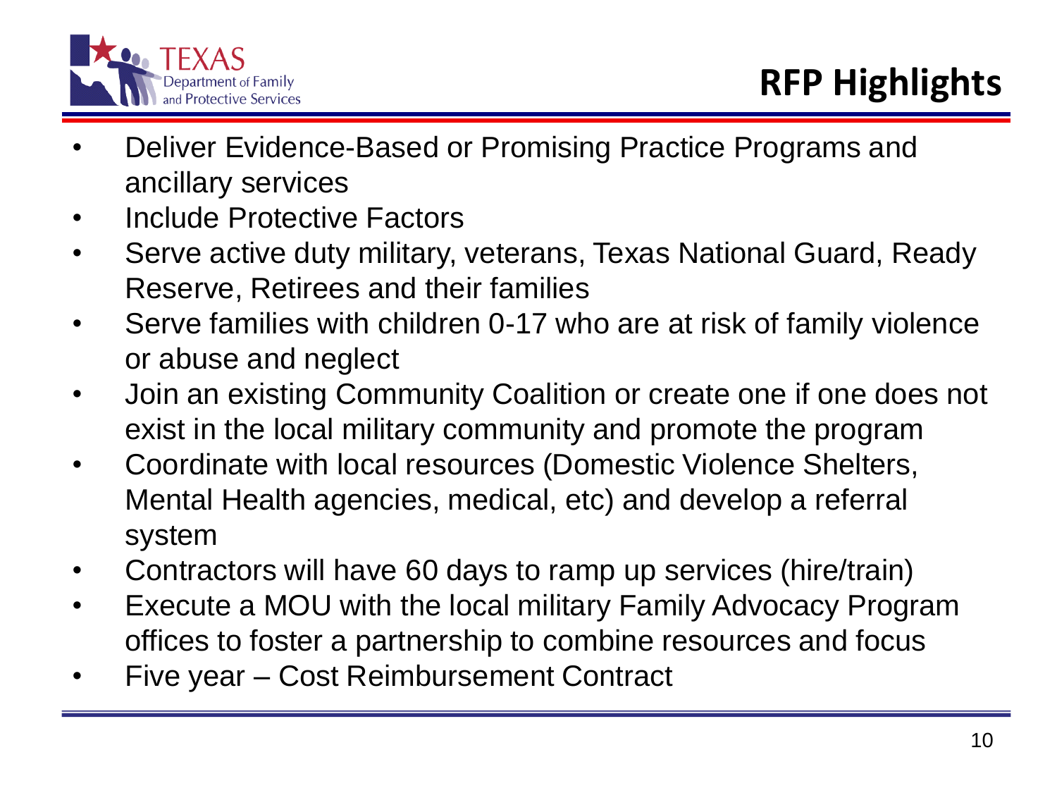# RFP Highlights

- Deliver Evidence-Based or Promising Practice Programs and ancillary services
- Include Protective Factors
- Serve active duty military, veterans, Texas National Guard, Ready Reserve, Retirees and their families
- Serve families with children 0-17 who are at risk of family violence or abuse and neglect
- Join an existing Community Coalition or create one if one does not exist in the local military community and promote the program
- Coordinate with local resources (Domestic Violence Shelters, Mental Health agencies, medical, etc) and develop a referral system
- Contractors will have 60 days to ramp up services (hire/train)
- Execute a MOU with the local military Family Advocacy Program offices to foster a partnership to combine resources and focus
- Five year – Cost Reimbursement Contract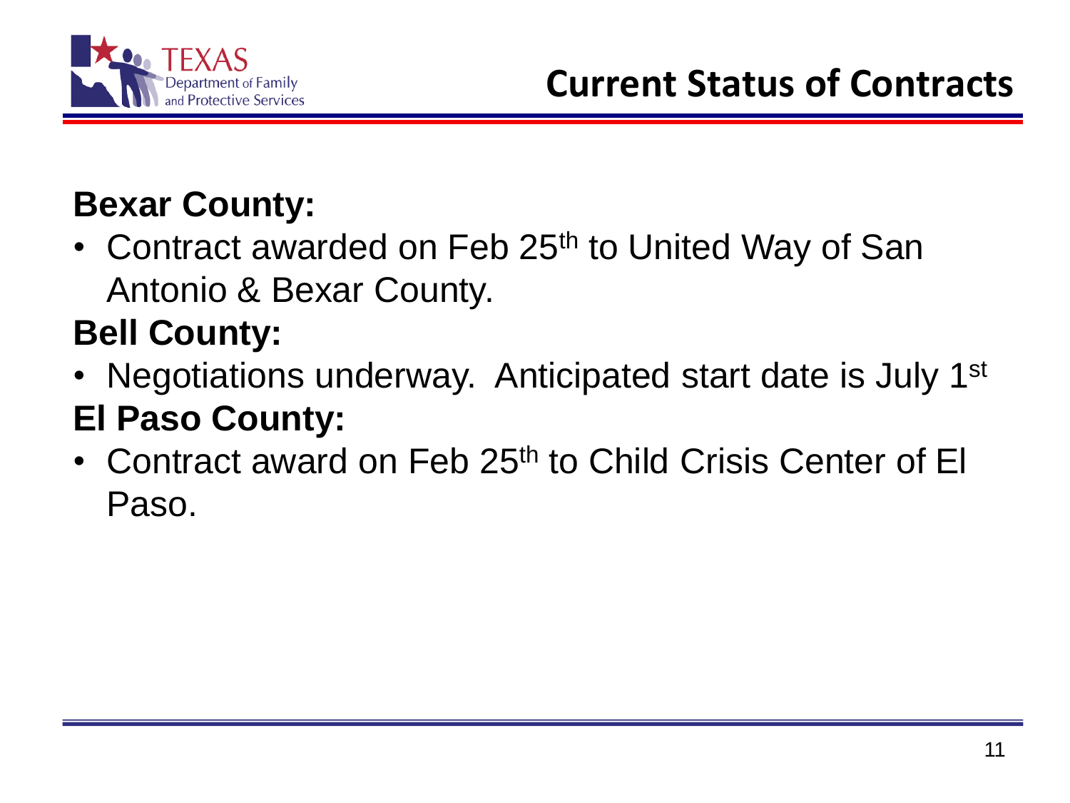# Current Status of Contracts

**Bexar County:**

- Contract awarded on Feb 25th to United Way of San Antonio & Bexar County.

**Bell County:**

- Negotiations underway. Anticipated start date is July 1st

**El Paso County:**

- Contract award on Feb 25th to Child Crisis Center of El Paso.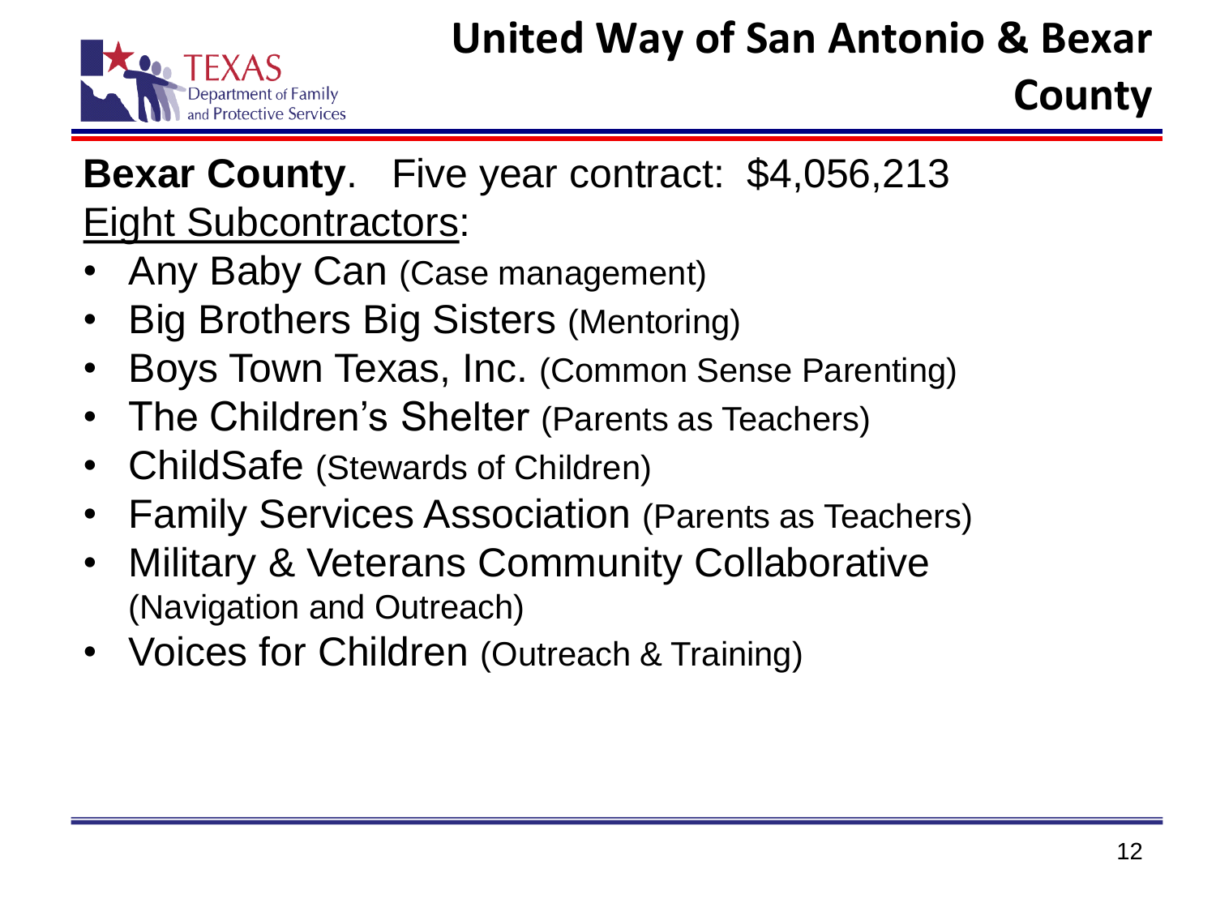# United Way of San Antonio & Bexar County

**Bexar County**. Five year contract: $4,056,213

<u>Eight Subcontractors</u>:

- Any Baby Can (Case management)
- Big Brothers Big Sisters (Mentoring)
- Boys Town Texas, Inc. (Common Sense Parenting)
- The Children's Shelter (Parents as Teachers)
- ChildSafe (Stewards of Children)
- Family Services Association (Parents as Teachers)
- Military & Veterans Community Collaborative (Navigation and Outreach)
- Voices for Children (Outreach & Training)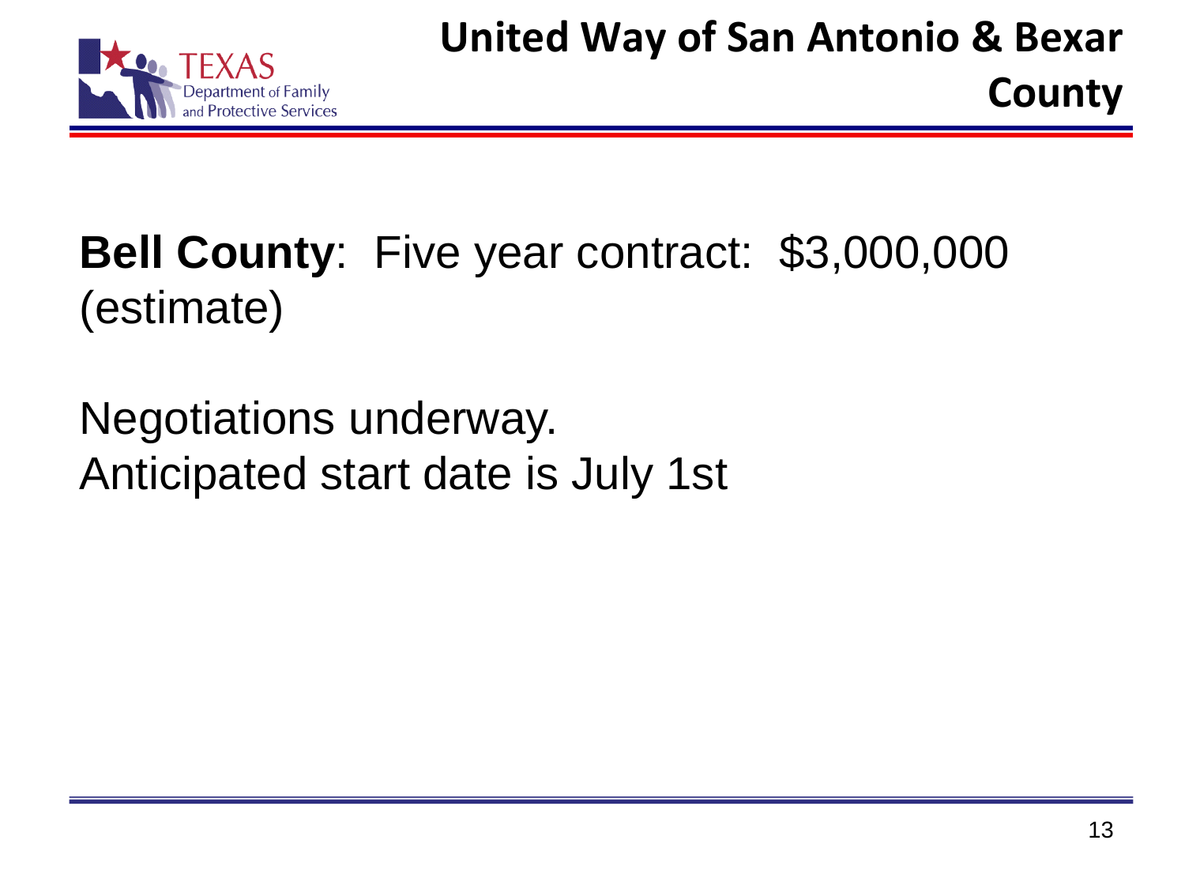# United Way of San Antonio & Bexar County

**Bell County**: Five year contract: $3,000,000 (estimate)

Negotiations underway.
Anticipated start date is July 1st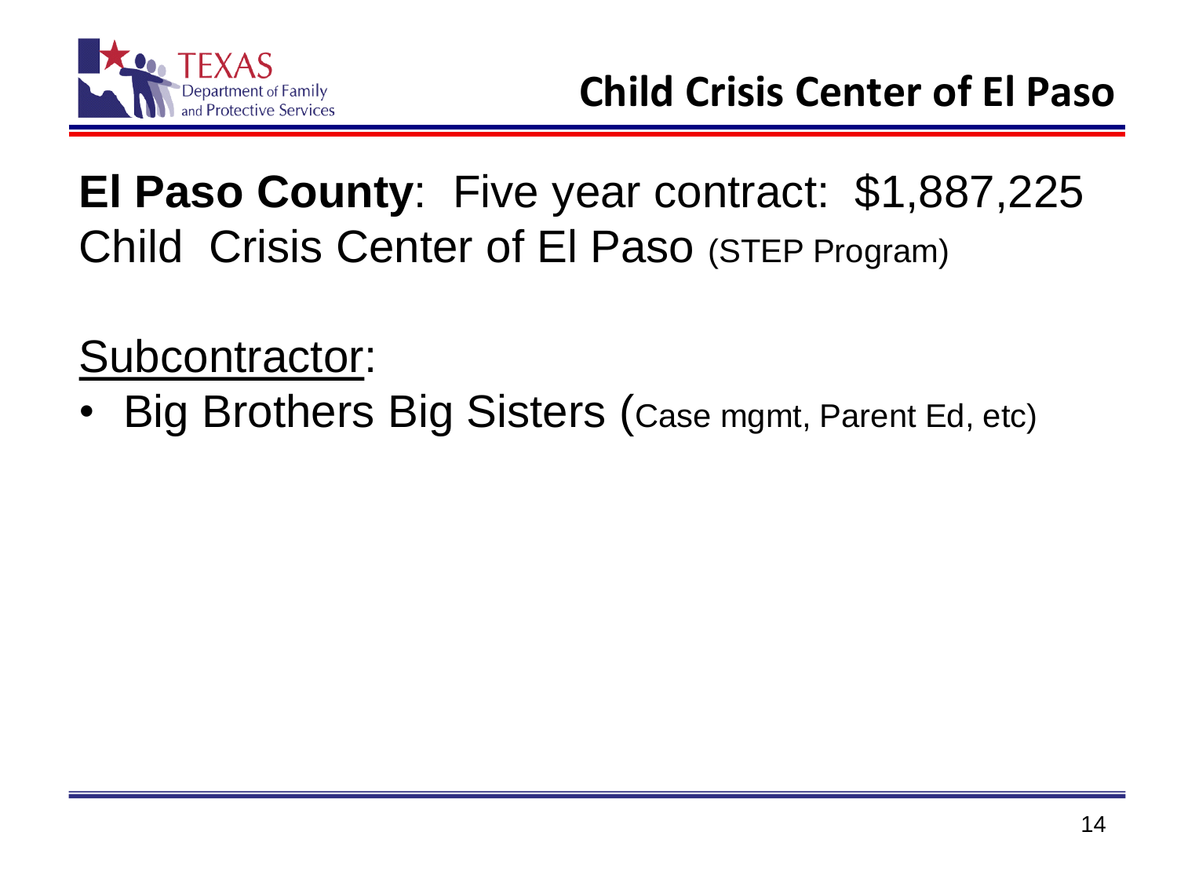# Child Crisis Center of El Paso

**El Paso County**: Five year contract: $1,887,225
Child Crisis Center of El Paso (STEP Program)

Subcontractor:

- Big Brothers Big Sisters (Case mgmt, Parent Ed, etc)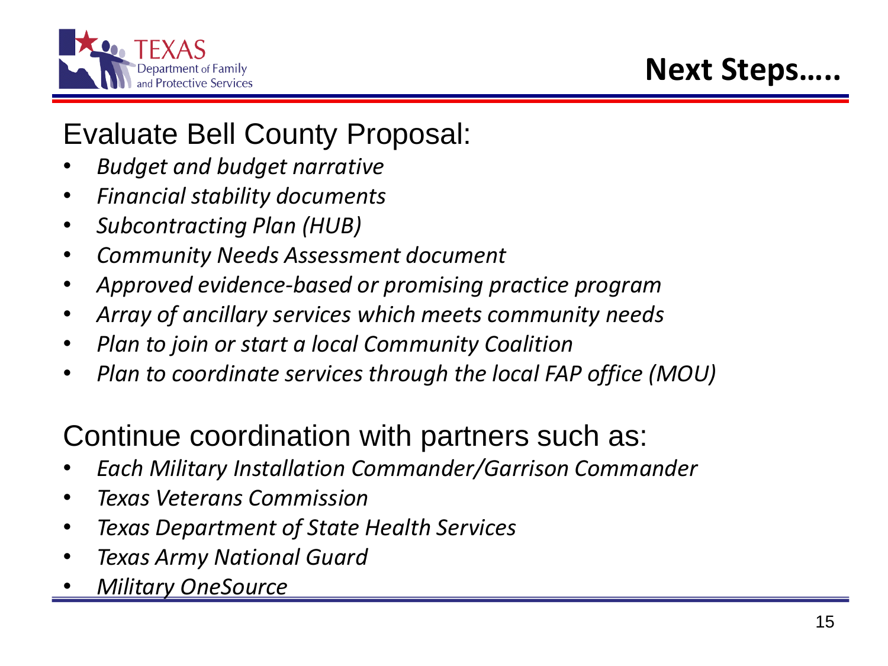# Next Steps…..

## Evaluate Bell County Proposal:

- *Budget and budget narrative*
- *Financial stability documents*
- *Subcontracting Plan (HUB)*
- *Community Needs Assessment document*
- *Approved evidence-based or promising practice program*
- *Array of ancillary services which meets community needs*
- *Plan to join or start a local Community Coalition*
- *Plan to coordinate services through the local FAP office (MOU)*

## Continue coordination with partners such as:

- *Each Military Installation Commander/Garrison Commander*
- *Texas Veterans Commission*
- *Texas Department of State Health Services*
- *Texas Army National Guard*
- *Military OneSource*